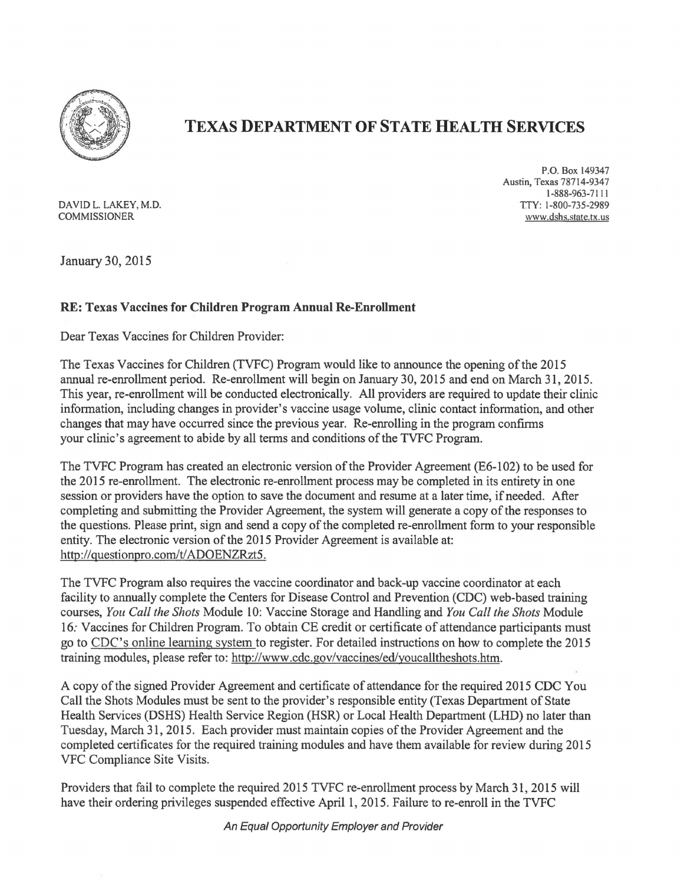# TEXAS DEPARTMENT OF STATE HEALTH SERVICES

DAVID L. LAKEY, M.D.
COMMISSIONER

P.O. Box 149347
Austin, Texas 78714-9347
1-888-963-7111
TTY: 1-800-735-2989
www.dshs.state.tx.us

January 30, 2015

**RE: Texas Vaccines for Children Program Annual Re-Enrollment**

Dear Texas Vaccines for Children Provider:

The Texas Vaccines for Children (TVFC) Program would like to announce the opening of the 2015 annual re-enrollment period. Re-enrollment will begin on January 30, 2015 and end on March 31, 2015. This year, re-enrollment will be conducted electronically. All providers are required to update their clinic information, including changes in provider's vaccine usage volume, clinic contact information, and other changes that may have occurred since the previous year. Re-enrolling in the program confirms your clinic's agreement to abide by all terms and conditions of the TVFC Program.

The TVFC Program has created an electronic version of the Provider Agreement (E6-102) to be used for the 2015 re-enrollment. The electronic re-enrollment process may be completed in its entirety in one session or providers have the option to save the document and resume at a later time, if needed. After completing and submitting the Provider Agreement, the system will generate a copy of the responses to the questions. Please print, sign and send a copy of the completed re-enrollment form to your responsible entity. The electronic version of the 2015 Provider Agreement is available at: http://questionpro.com/t/ADOENZRzt5.

The TVFC Program also requires the vaccine coordinator and back-up vaccine coordinator at each facility to annually complete the Centers for Disease Control and Prevention (CDC) web-based training courses, *You Call the Shots* Module 10: Vaccine Storage and Handling and *You Call the Shots* Module 16: Vaccines for Children Program. To obtain CE credit or certificate of attendance participants must go to CDC's online learning system to register. For detailed instructions on how to complete the 2015 training modules, please refer to: http://www.cdc.gov/vaccines/ed/youcalltheshots.htm.

A copy of the signed Provider Agreement and certificate of attendance for the required 2015 CDC You Call the Shots Modules must be sent to the provider's responsible entity (Texas Department of State Health Services (DSHS) Health Service Region (HSR) or Local Health Department (LHD) no later than Tuesday, March 31, 2015. Each provider must maintain copies of the Provider Agreement and the completed certificates for the required training modules and have them available for review during 2015 VFC Compliance Site Visits.

Providers that fail to complete the required 2015 TVFC re-enrollment process by March 31, 2015 will have their ordering privileges suspended effective April 1, 2015. Failure to re-enroll in the TVFC

*An Equal Opportunity Employer and Provider*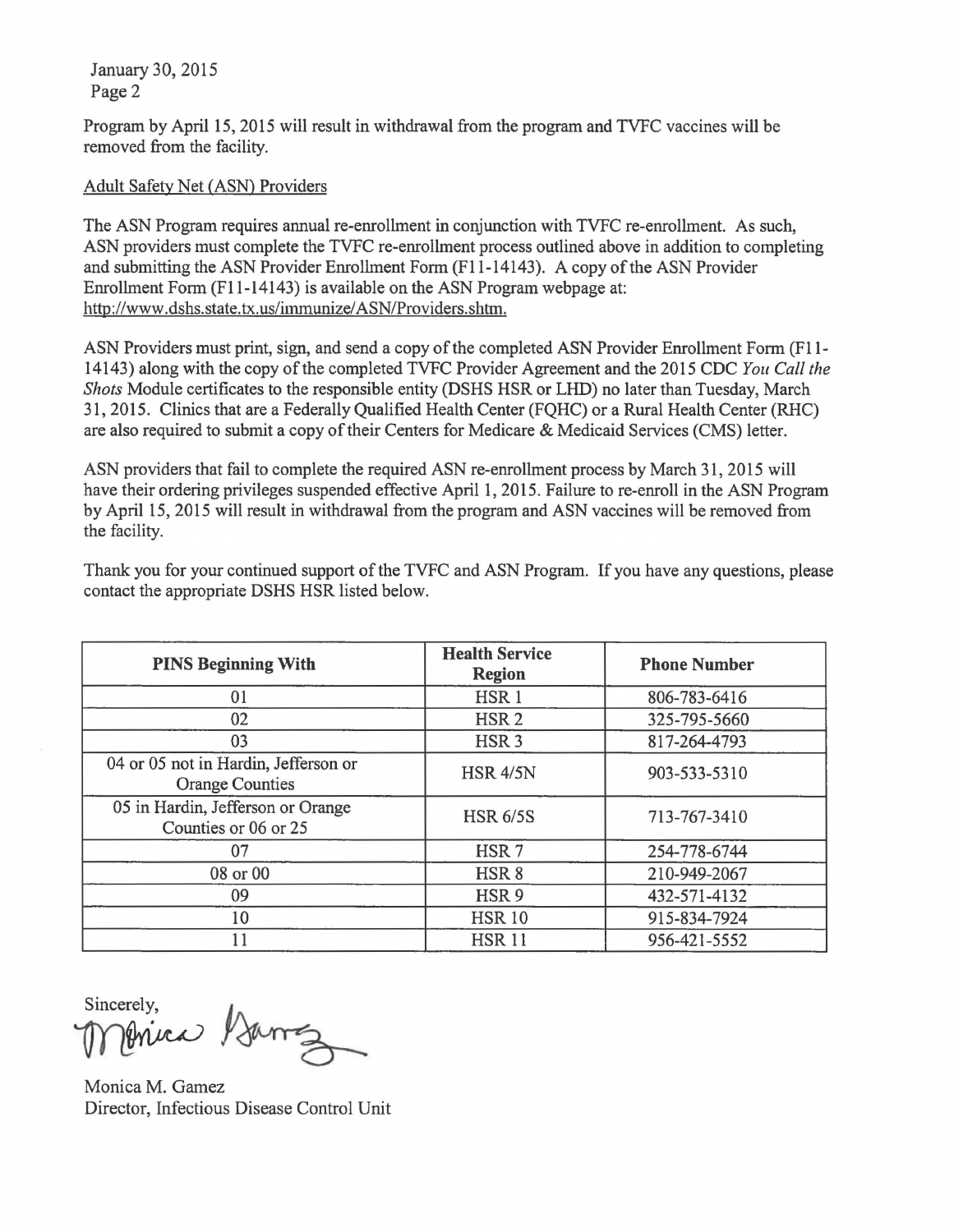Program by April 15, 2015 will result in withdrawal from the program and TVFC vaccines will be removed from the facility.

Adult Safety Net (ASN) Providers

The ASN Program requires annual re-enrollment in conjunction with TVFC re-enrollment. As such, ASN providers must complete the TVFC re-enrollment process outlined above in addition to completing and submitting the ASN Provider Enrollment Form (F11-14143). A copy of the ASN Provider Enrollment Form (F11-14143) is available on the ASN Program webpage at: http://www.dshs.state.tx.us/immunize/ASN/Providers.shtm.

ASN Providers must print, sign, and send a copy of the completed ASN Provider Enrollment Form (F11-14143) along with the copy of the completed TVFC Provider Agreement and the 2015 CDC *You Call the Shots* Module certificates to the responsible entity (DSHS HSR or LHD) no later than Tuesday, March 31, 2015. Clinics that are a Federally Qualified Health Center (FQHC) or a Rural Health Center (RHC) are also required to submit a copy of their Centers for Medicare & Medicaid Services (CMS) letter.

ASN providers that fail to complete the required ASN re-enrollment process by March 31, 2015 will have their ordering privileges suspended effective April 1, 2015. Failure to re-enroll in the ASN Program by April 15, 2015 will result in withdrawal from the program and ASN vaccines will be removed from the facility.

Thank you for your continued support of the TVFC and ASN Program. If you have any questions, please contact the appropriate DSHS HSR listed below.

| PINS Beginning With | Health Service Region | Phone Number |
|---|---|---|
| 01 | HSR 1 | 806-783-6416 |
| 02 | HSR 2 | 325-795-5660 |
| 03 | HSR 3 | 817-264-4793 |
| 04 or 05 not in Hardin, Jefferson or Orange Counties | HSR 4/5N | 903-533-5310 |
| 05 in Hardin, Jefferson or Orange Counties or 06 or 25 | HSR 6/5S | 713-767-3410 |
| 07 | HSR 7 | 254-778-6744 |
| 08 or 00 | HSR 8 | 210-949-2067 |
| 09 | HSR 9 | 432-571-4132 |
| 10 | HSR 10 | 915-834-7924 |
| 11 | HSR 11 | 956-421-5552 |

Sincerely,

Monica M. Gamez
Director, Infectious Disease Control Unit